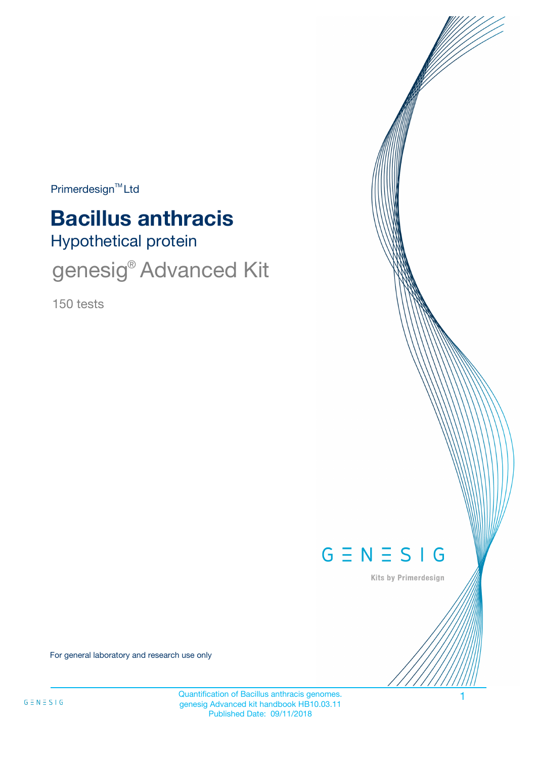Primerdesign™ Ltd

# Bacillus anthracis

## Hypothetical protein

## genesig® Advanced Kit

150 tests

GENESIG

Kits by Primerdesign

For general laboratory and research use only

Quantification of Bacillus anthracis genomes.
genesig Advanced kit handbook HB10.03.11
Published Date: 09/11/2018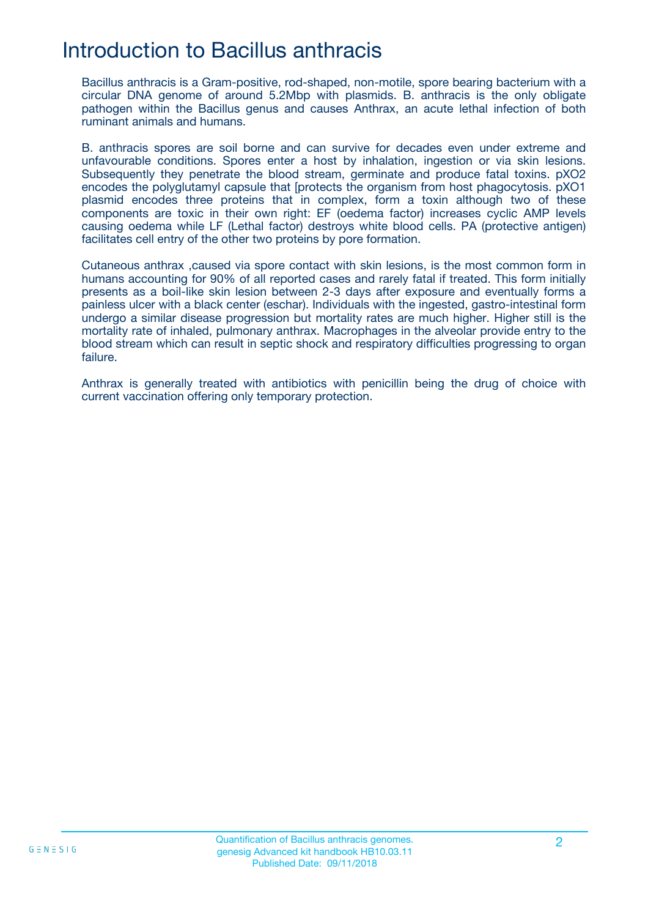# Introduction to Bacillus anthracis

Bacillus anthracis is a Gram-positive, rod-shaped, non-motile, spore bearing bacterium with a circular DNA genome of around 5.2Mbp with plasmids. B. anthracis is the only obligate pathogen within the Bacillus genus and causes Anthrax, an acute lethal infection of both ruminant animals and humans.

B. anthracis spores are soil borne and can survive for decades even under extreme and unfavourable conditions. Spores enter a host by inhalation, ingestion or via skin lesions. Subsequently they penetrate the blood stream, germinate and produce fatal toxins. pXO2 encodes the polyglutamyl capsule that [protects the organism from host phagocytosis. pXO1 plasmid encodes three proteins that in complex, form a toxin although two of these components are toxic in their own right: EF (oedema factor) increases cyclic AMP levels causing oedema while LF (Lethal factor) destroys white blood cells. PA (protective antigen) facilitates cell entry of the other two proteins by pore formation.

Cutaneous anthrax ,caused via spore contact with skin lesions, is the most common form in humans accounting for 90% of all reported cases and rarely fatal if treated. This form initially presents as a boil-like skin lesion between 2-3 days after exposure and eventually forms a painless ulcer with a black center (eschar). Individuals with the ingested, gastro-intestinal form undergo a similar disease progression but mortality rates are much higher. Higher still is the mortality rate of inhaled, pulmonary anthrax. Macrophages in the alveolar provide entry to the blood stream which can result in septic shock and respiratory difficulties progressing to organ failure.

Anthrax is generally treated with antibiotics with penicillin being the drug of choice with current vaccination offering only temporary protection.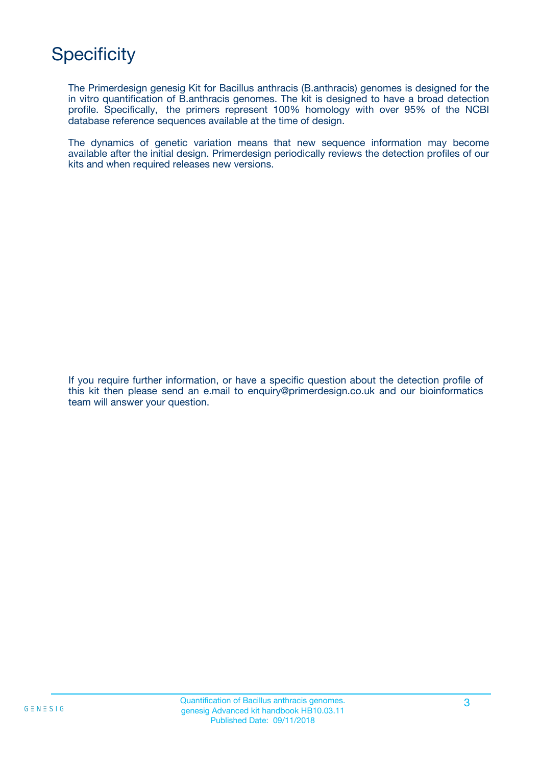# Specificity

The Primerdesign genesig Kit for Bacillus anthracis (B.anthracis) genomes is designed for the in vitro quantification of B.anthracis genomes. The kit is designed to have a broad detection profile. Specifically, the primers represent 100% homology with over 95% of the NCBI database reference sequences available at the time of design.

The dynamics of genetic variation means that new sequence information may become available after the initial design. Primerdesign periodically reviews the detection profiles of our kits and when required releases new versions.

If you require further information, or have a specific question about the detection profile of this kit then please send an e.mail to enquiry@primerdesign.co.uk and our bioinformatics team will answer your question.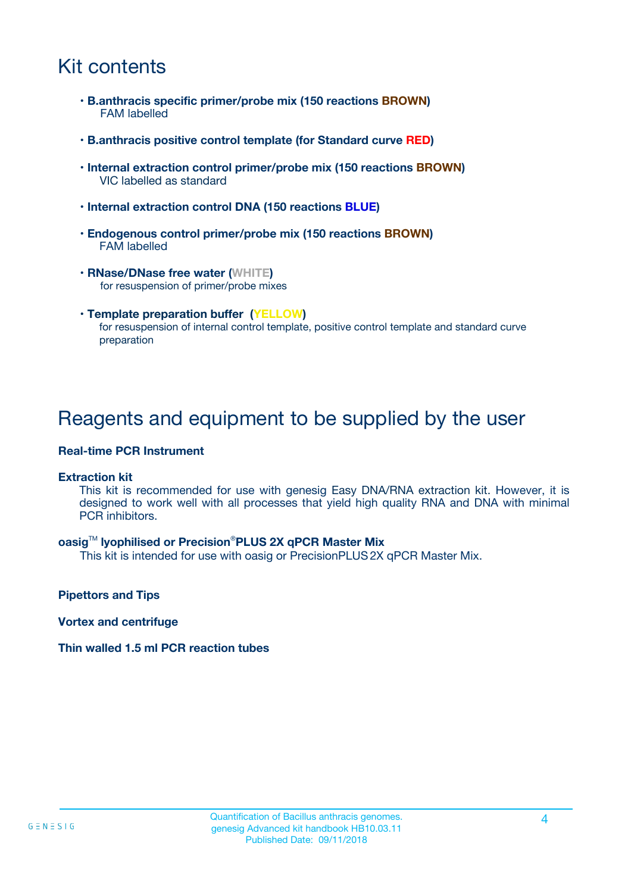# Kit contents

- **B.anthracis specific primer/probe mix (150 reactions BROWN)**
  FAM labelled
- **B.anthracis positive control template (for Standard curve RED)**
- **Internal extraction control primer/probe mix (150 reactions BROWN)**
  VIC labelled as standard
- **Internal extraction control DNA (150 reactions BLUE)**
- **Endogenous control primer/probe mix (150 reactions BROWN)**
  FAM labelled
- **RNase/DNase free water (WHITE)**
  for resuspension of primer/probe mixes
- **Template preparation buffer (YELLOW)**
  for resuspension of internal control template, positive control template and standard curve preparation

# Reagents and equipment to be supplied by the user

**Real-time PCR Instrument**

**Extraction kit**

This kit is recommended for use with genesig Easy DNA/RNA extraction kit. However, it is designed to work well with all processes that yield high quality RNA and DNA with minimal PCR inhibitors.

**oasig™ lyophilised or Precision®PLUS 2X qPCR Master Mix**

This kit is intended for use with oasig or PrecisionPLUS 2X qPCR Master Mix.

**Pipettors and Tips**

**Vortex and centrifuge**

**Thin walled 1.5 ml PCR reaction tubes**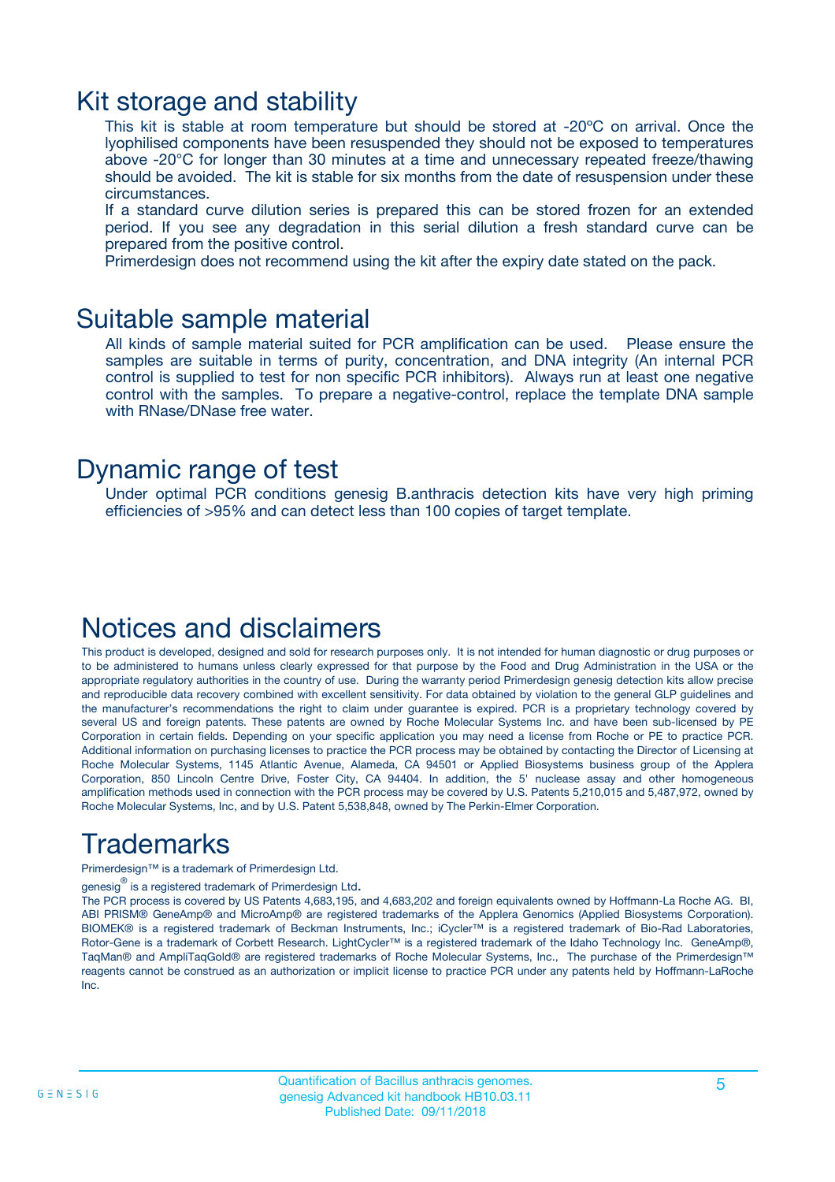# Kit storage and stability

This kit is stable at room temperature but should be stored at -20ºC on arrival. Once the lyophilised components have been resuspended they should not be exposed to temperatures above -20°C for longer than 30 minutes at a time and unnecessary repeated freeze/thawing should be avoided. The kit is stable for six months from the date of resuspension under these circumstances.

If a standard curve dilution series is prepared this can be stored frozen for an extended period. If you see any degradation in this serial dilution a fresh standard curve can be prepared from the positive control.

Primerdesign does not recommend using the kit after the expiry date stated on the pack.

# Suitable sample material

All kinds of sample material suited for PCR amplification can be used. Please ensure the samples are suitable in terms of purity, concentration, and DNA integrity (An internal PCR control is supplied to test for non specific PCR inhibitors). Always run at least one negative control with the samples. To prepare a negative-control, replace the template DNA sample with RNase/DNase free water.

# Dynamic range of test

Under optimal PCR conditions genesig B.anthracis detection kits have very high priming efficiencies of >95% and can detect less than 100 copies of target template.

# Notices and disclaimers

This product is developed, designed and sold for research purposes only. It is not intended for human diagnostic or drug purposes or to be administered to humans unless clearly expressed for that purpose by the Food and Drug Administration in the USA or the appropriate regulatory authorities in the country of use. During the warranty period Primerdesign genesig detection kits allow precise and reproducible data recovery combined with excellent sensitivity. For data obtained by violation to the general GLP guidelines and the manufacturer's recommendations the right to claim under guarantee is expired. PCR is a proprietary technology covered by several US and foreign patents. These patents are owned by Roche Molecular Systems Inc. and have been sub-licensed by PE Corporation in certain fields. Depending on your specific application you may need a license from Roche or PE to practice PCR. Additional information on purchasing licenses to practice the PCR process may be obtained by contacting the Director of Licensing at Roche Molecular Systems, 1145 Atlantic Avenue, Alameda, CA 94501 or Applied Biosystems business group of the Applera Corporation, 850 Lincoln Centre Drive, Foster City, CA 94404. In addition, the 5' nuclease assay and other homogeneous amplification methods used in connection with the PCR process may be covered by U.S. Patents 5,210,015 and 5,487,972, owned by Roche Molecular Systems, Inc, and by U.S. Patent 5,538,848, owned by The Perkin-Elmer Corporation.

# Trademarks

Primerdesign™ is a trademark of Primerdesign Ltd.

genesig® is a registered trademark of Primerdesign Ltd.

The PCR process is covered by US Patents 4,683,195, and 4,683,202 and foreign equivalents owned by Hoffmann-La Roche AG. BI, ABI PRISM® GeneAmp® and MicroAmp® are registered trademarks of the Applera Genomics (Applied Biosystems Corporation). BIOMEK® is a registered trademark of Beckman Instruments, Inc.; iCycler™ is a registered trademark of Bio-Rad Laboratories, Rotor-Gene is a trademark of Corbett Research. LightCycler™ is a registered trademark of the Idaho Technology Inc. GeneAmp®, TaqMan® and AmpliTaqGold® are registered trademarks of Roche Molecular Systems, Inc., The purchase of the Primerdesign™ reagents cannot be construed as an authorization or implicit license to practice PCR under any patents held by Hoffmann-LaRoche Inc.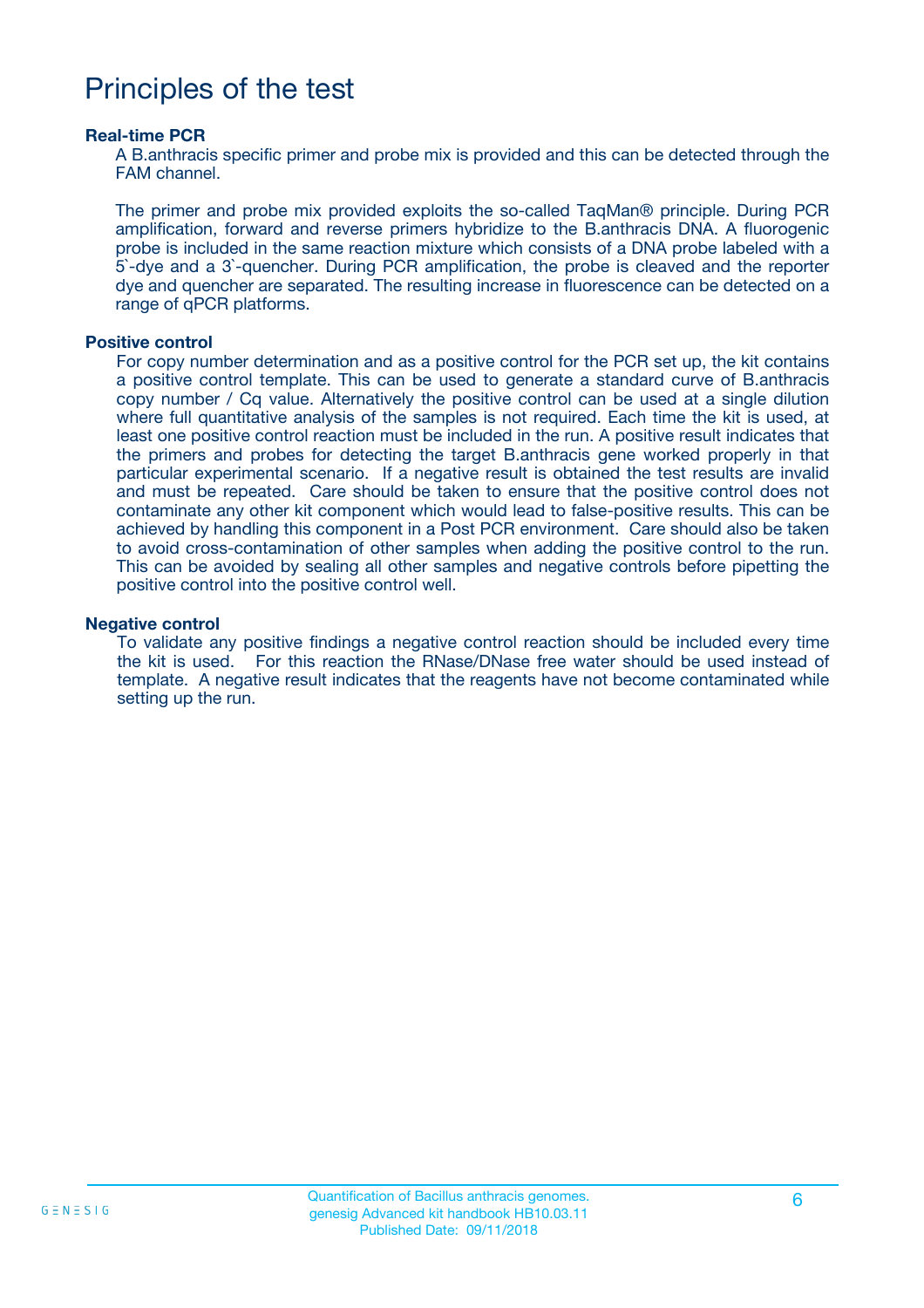# Principles of the test

### Real-time PCR

A B.anthracis specific primer and probe mix is provided and this can be detected through the FAM channel.

The primer and probe mix provided exploits the so-called TaqMan® principle. During PCR amplification, forward and reverse primers hybridize to the B.anthracis DNA. A fluorogenic probe is included in the same reaction mixture which consists of a DNA probe labeled with a 5`-dye and a 3`-quencher. During PCR amplification, the probe is cleaved and the reporter dye and quencher are separated. The resulting increase in fluorescence can be detected on a range of qPCR platforms.

### Positive control

For copy number determination and as a positive control for the PCR set up, the kit contains a positive control template. This can be used to generate a standard curve of B.anthracis copy number / Cq value. Alternatively the positive control can be used at a single dilution where full quantitative analysis of the samples is not required. Each time the kit is used, at least one positive control reaction must be included in the run. A positive result indicates that the primers and probes for detecting the target B.anthracis gene worked properly in that particular experimental scenario. If a negative result is obtained the test results are invalid and must be repeated. Care should be taken to ensure that the positive control does not contaminate any other kit component which would lead to false-positive results. This can be achieved by handling this component in a Post PCR environment. Care should also be taken to avoid cross-contamination of other samples when adding the positive control to the run. This can be avoided by sealing all other samples and negative controls before pipetting the positive control into the positive control well.

### Negative control

To validate any positive findings a negative control reaction should be included every time the kit is used. For this reaction the RNase/DNase free water should be used instead of template. A negative result indicates that the reagents have not become contaminated while setting up the run.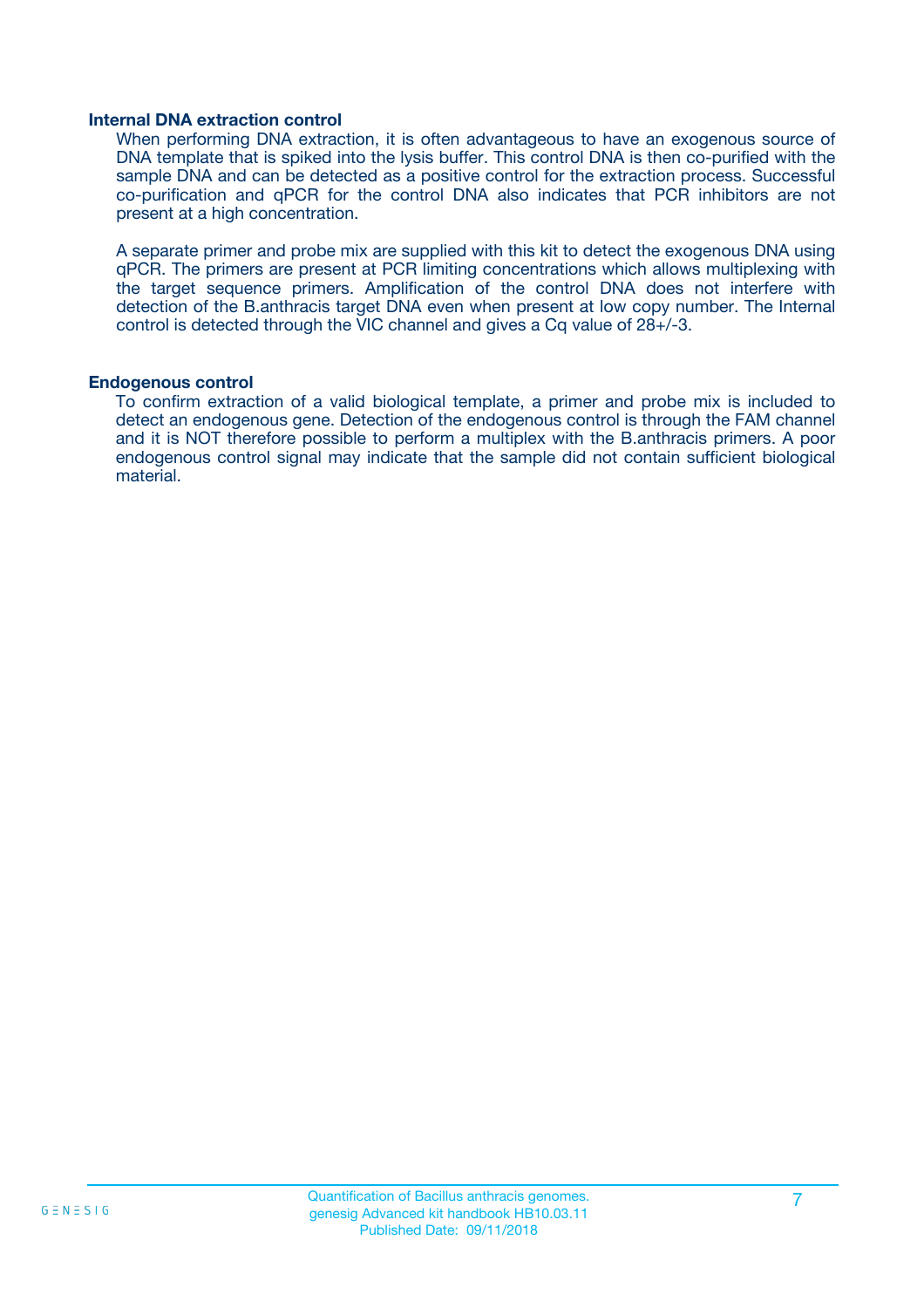### Internal DNA extraction control

When performing DNA extraction, it is often advantageous to have an exogenous source of DNA template that is spiked into the lysis buffer. This control DNA is then co-purified with the sample DNA and can be detected as a positive control for the extraction process. Successful co-purification and qPCR for the control DNA also indicates that PCR inhibitors are not present at a high concentration.

A separate primer and probe mix are supplied with this kit to detect the exogenous DNA using qPCR. The primers are present at PCR limiting concentrations which allows multiplexing with the target sequence primers. Amplification of the control DNA does not interfere with detection of the B.anthracis target DNA even when present at low copy number. The Internal control is detected through the VIC channel and gives a Cq value of 28+/-3.

### Endogenous control

To confirm extraction of a valid biological template, a primer and probe mix is included to detect an endogenous gene. Detection of the endogenous control is through the FAM channel and it is NOT therefore possible to perform a multiplex with the B.anthracis primers. A poor endogenous control signal may indicate that the sample did not contain sufficient biological material.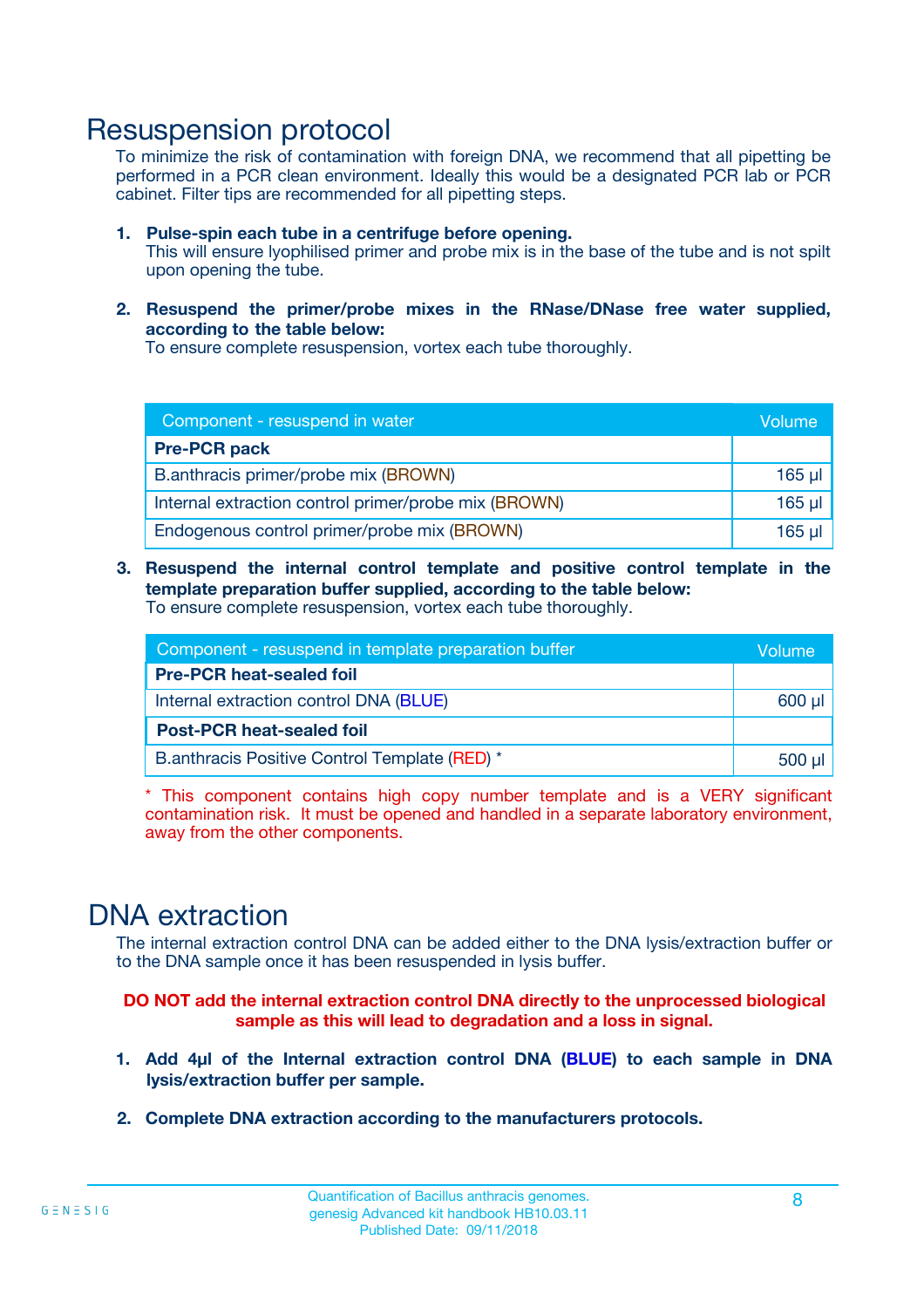# Resuspension protocol

To minimize the risk of contamination with foreign DNA, we recommend that all pipetting be performed in a PCR clean environment. Ideally this would be a designated PCR lab or PCR cabinet. Filter tips are recommended for all pipetting steps.

1. **Pulse-spin each tube in a centrifuge before opening.**
   This will ensure lyophilised primer and probe mix is in the base of the tube and is not spilt upon opening the tube.

2. **Resuspend the primer/probe mixes in the RNase/DNase free water supplied, according to the table below:**
   To ensure complete resuspension, vortex each tube thoroughly.

| Component - resuspend in water | Volume |
|---|---|
| **Pre-PCR pack** | |
| B.anthracis primer/probe mix (BROWN) | 165 µl |
| Internal extraction control primer/probe mix (BROWN) | 165 µl |
| Endogenous control primer/probe mix (BROWN) | 165 µl |

3. **Resuspend the internal control template and positive control template in the template preparation buffer supplied, according to the table below:**
   To ensure complete resuspension, vortex each tube thoroughly.

| Component - resuspend in template preparation buffer | Volume |
|---|---|
| **Pre-PCR heat-sealed foil** | |
| Internal extraction control DNA (BLUE) | 600 µl |
| **Post-PCR heat-sealed foil** | |
| B.anthracis Positive Control Template (RED) * | 500 µl |

* This component contains high copy number template and is a VERY significant contamination risk. It must be opened and handled in a separate laboratory environment, away from the other components.

# DNA extraction

The internal extraction control DNA can be added either to the DNA lysis/extraction buffer or to the DNA sample once it has been resuspended in lysis buffer.

**DO NOT add the internal extraction control DNA directly to the unprocessed biological sample as this will lead to degradation and a loss in signal.**

1. **Add 4µl of the Internal extraction control DNA (BLUE) to each sample in DNA lysis/extraction buffer per sample.**

2. **Complete DNA extraction according to the manufacturers protocols.**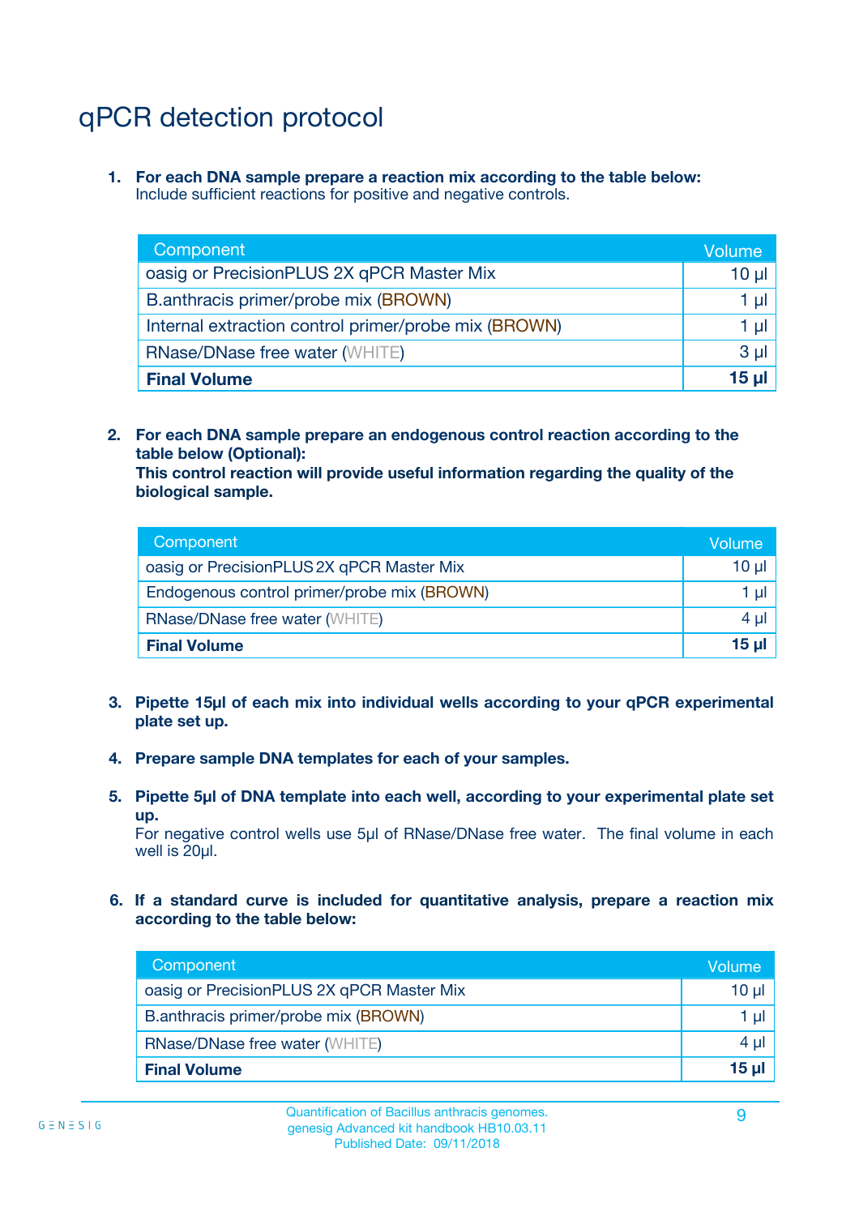# qPCR detection protocol

1. **For each DNA sample prepare a reaction mix according to the table below:**
   Include sufficient reactions for positive and negative controls.

| Component | Volume |
|---|---|
| oasig or PrecisionPLUS 2X qPCR Master Mix | 10 µl |
| B.anthracis primer/probe mix (BROWN) | 1 µl |
| Internal extraction control primer/probe mix (BROWN) | 1 µl |
| RNase/DNase free water (WHITE) | 3 µl |
| **Final Volume** | **15 µl** |

2. **For each DNA sample prepare an endogenous control reaction according to the table below (Optional):**
   **This control reaction will provide useful information regarding the quality of the biological sample.**

| Component | Volume |
|---|---|
| oasig or PrecisionPLUS 2X qPCR Master Mix | 10 µl |
| Endogenous control primer/probe mix (BROWN) | 1 µl |
| RNase/DNase free water (WHITE) | 4 µl |
| **Final Volume** | **15 µl** |

3. **Pipette 15µl of each mix into individual wells according to your qPCR experimental plate set up.**

4. **Prepare sample DNA templates for each of your samples.**

5. **Pipette 5µl of DNA template into each well, according to your experimental plate set up.**
   For negative control wells use 5µl of RNase/DNase free water. The final volume in each well is 20µl.

6. **If a standard curve is included for quantitative analysis, prepare a reaction mix according to the table below:**

| Component | Volume |
|---|---|
| oasig or PrecisionPLUS 2X qPCR Master Mix | 10 µl |
| B.anthracis primer/probe mix (BROWN) | 1 µl |
| RNase/DNase free water (WHITE) | 4 µl |
| **Final Volume** | **15 µl** |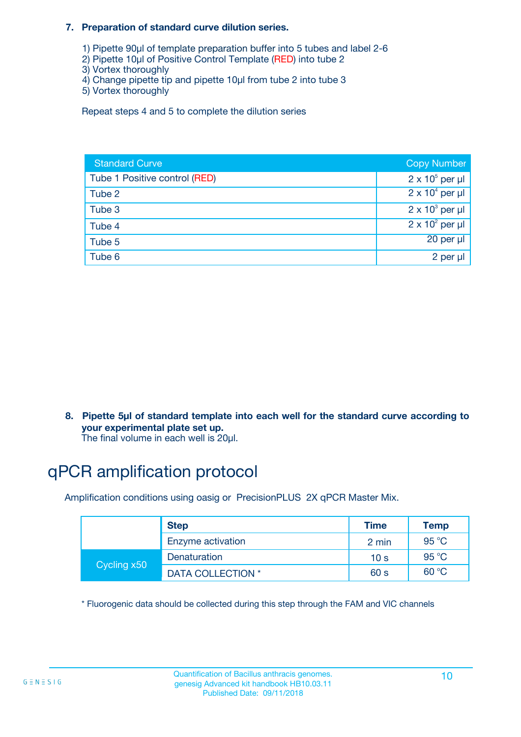### 7. Preparation of standard curve dilution series.

1) Pipette 90µl of template preparation buffer into 5 tubes and label 2-6
2) Pipette 10µl of Positive Control Template (RED) into tube 2
3) Vortex thoroughly
4) Change pipette tip and pipette 10µl from tube 2 into tube 3
5) Vortex thoroughly

Repeat steps 4 and 5 to complete the dilution series

| Standard Curve | Copy Number |
|---|---|
| Tube 1 Positive control (RED) | $2 \times 10^5$ per µl |
| Tube 2 | $2 \times 10^4$ per µl |
| Tube 3 | $2 \times 10^3$ per µl |
| Tube 4 | $2 \times 10^2$ per µl |
| Tube 5 | 20 per µl |
| Tube 6 | 2 per µl |

### 8. Pipette 5µl of standard template into each well for the standard curve according to your experimental plate set up.

The final volume in each well is 20µl.

## qPCR amplification protocol

Amplification conditions using oasig or PrecisionPLUS 2X qPCR Master Mix.

| | Step | Time | Temp |
|---|---|---|---|
| | Enzyme activation | 2 min | 95 °C |
| Cycling x50 | Denaturation | 10 s | 95 °C |
| | DATA COLLECTION * | 60 s | 60 °C |

* Fluorogenic data should be collected during this step through the FAM and VIC channels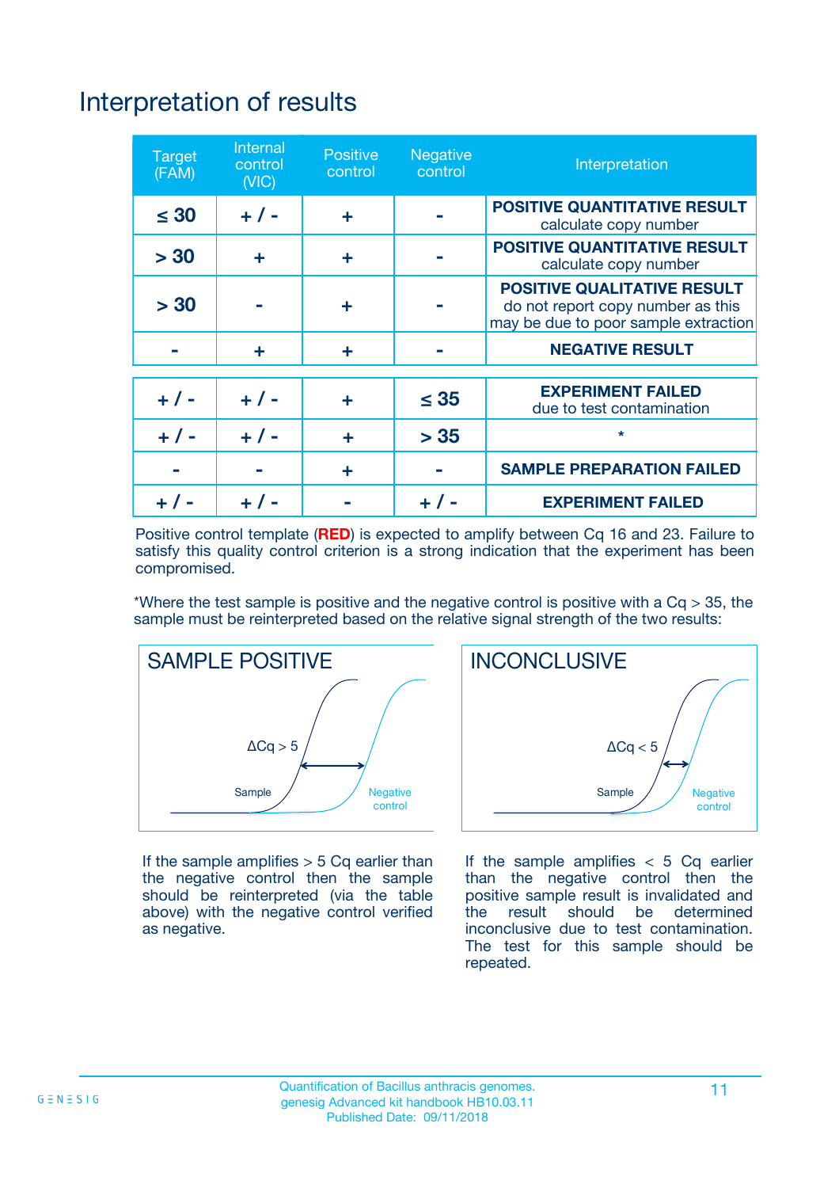# Interpretation of results

| Target (FAM) | Internal control (VIC) | Positive control | Negative control | Interpretation |
|---|---|---|---|---|
| ≤ 30 | + / - | + | - | **POSITIVE QUANTITATIVE RESULT** calculate copy number |
| > 30 | + | + | - | **POSITIVE QUANTITATIVE RESULT** calculate copy number |
| > 30 | - | + | - | **POSITIVE QUALITATIVE RESULT** do not report copy number as this may be due to poor sample extraction |
| - | + | + | - | **NEGATIVE RESULT** |
| + / - | + / - | + | ≤ 35 | **EXPERIMENT FAILED** due to test contamination |
| + / - | + / - | + | > 35 | * |
| - | - | + | - | **SAMPLE PREPARATION FAILED** |
| + / - | + / - | - | + / - | **EXPERIMENT FAILED** |

Positive control template (**RED**) is expected to amplify between Cq 16 and 23. Failure to satisfy this quality control criterion is a strong indication that the experiment has been compromised.

*Where the test sample is positive and the negative control is positive with a Cq > 35, the sample must be reinterpreted based on the relative signal strength of the two results:

## SAMPLE POSITIVE

ΔCq > 5

Sample

Negative control

If the sample amplifies > 5 Cq earlier than the negative control then the sample should be reinterpreted (via the table above) with the negative control verified as negative.

## INCONCLUSIVE

ΔCq < 5

Sample

Negative control

If the sample amplifies < 5 Cq earlier than the negative control then the positive sample result is invalidated and the result should be determined inconclusive due to test contamination. The test for this sample should be repeated.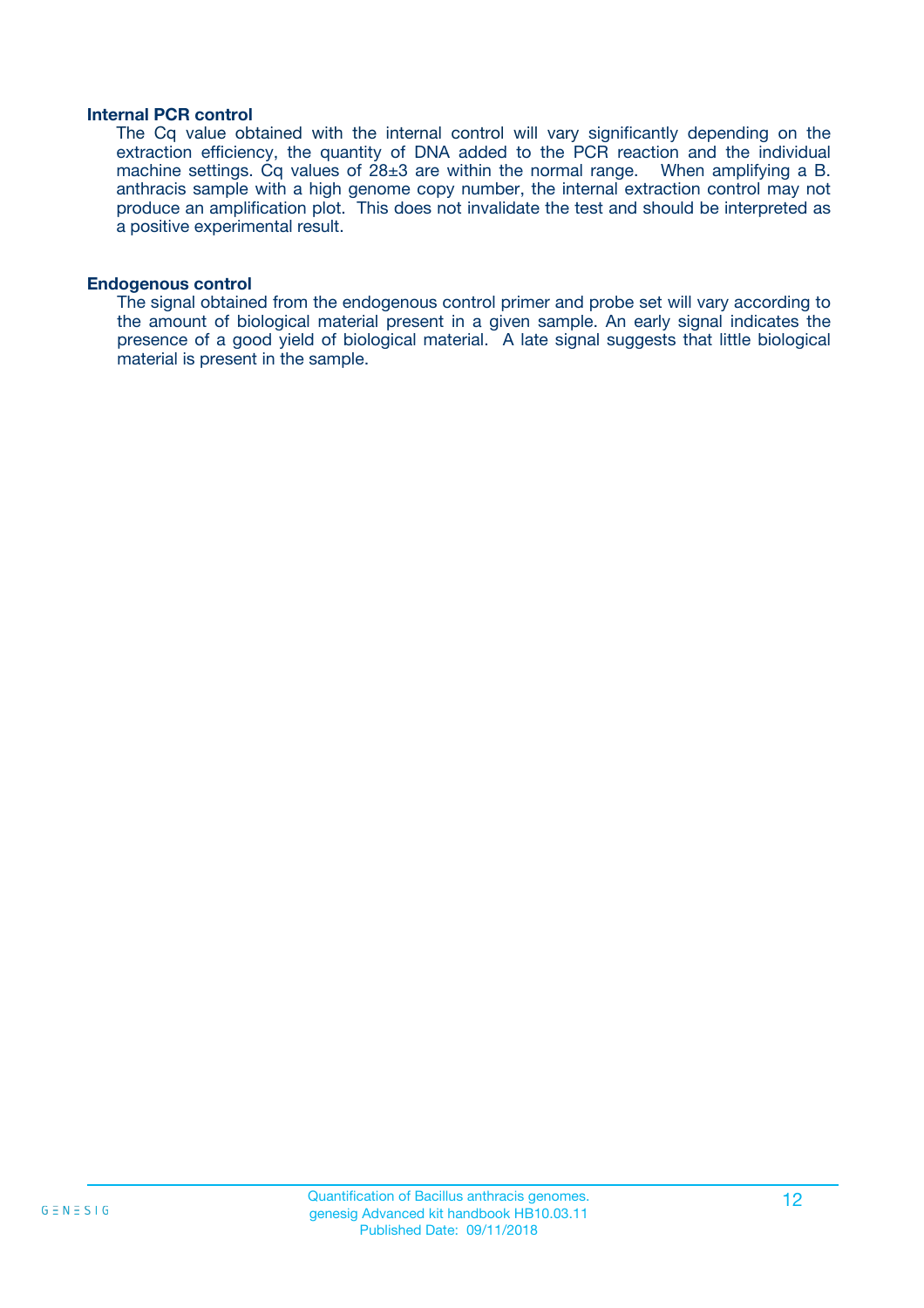### Internal PCR control

The Cq value obtained with the internal control will vary significantly depending on the extraction efficiency, the quantity of DNA added to the PCR reaction and the individual machine settings. Cq values of 28±3 are within the normal range. When amplifying a B. anthracis sample with a high genome copy number, the internal extraction control may not produce an amplification plot. This does not invalidate the test and should be interpreted as a positive experimental result.

### Endogenous control

The signal obtained from the endogenous control primer and probe set will vary according to the amount of biological material present in a given sample. An early signal indicates the presence of a good yield of biological material. A late signal suggests that little biological material is present in the sample.